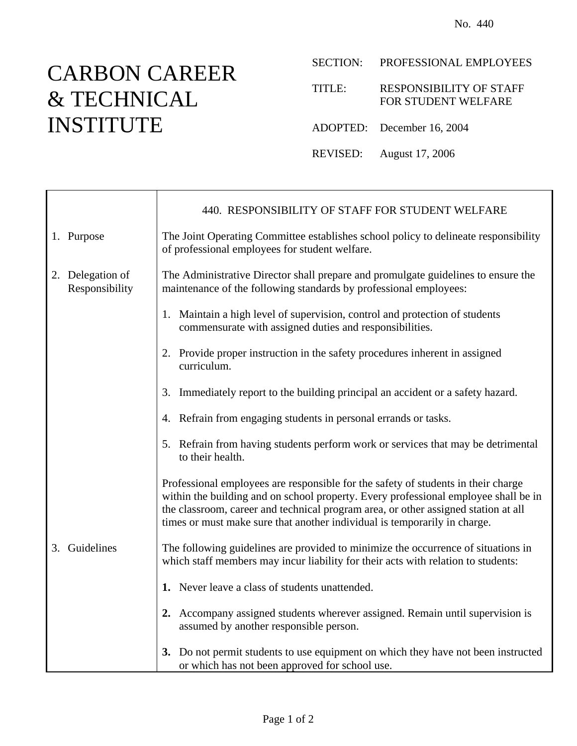No. 440

# CARBON CAREER & TECHNICAL INSTITUTE

SECTION: PROFESSIONAL EMPLOYEES

TITLE: RESPONSIBILITY OF STAFF FOR STUDENT WELFARE

ADOPTED: December 16, 2004

REVISED: August 17, 2006

## 440. RESPONSIBILITY OF STAFF FOR STUDENT WELFARE

### 1. Purpose

The Joint Operating Committee establishes school policy to delineate responsibility of professional employees for student welfare.

### 2. Delegation of Responsibility

The Administrative Director shall prepare and promulgate guidelines to ensure the maintenance of the following standards by professional employees:

1. Maintain a high level of supervision, control and protection of students commensurate with assigned duties and responsibilities.
2. Provide proper instruction in the safety procedures inherent in assigned curriculum.
3. Immediately report to the building principal an accident or a safety hazard.
4. Refrain from engaging students in personal errands or tasks.
5. Refrain from having students perform work or services that may be detrimental to their health.

Professional employees are responsible for the safety of students in their charge within the building and on school property. Every professional employee shall be in the classroom, career and technical program area, or other assigned station at all times or must make sure that another individual is temporarily in charge.

### 3. Guidelines

The following guidelines are provided to minimize the occurrence of situations in which staff members may incur liability for their acts with relation to students:

**1.** Never leave a class of students unattended.

**2.** Accompany assigned students wherever assigned. Remain until supervision is assumed by another responsible person.

**3.** Do not permit students to use equipment on which they have not been instructed or which has not been approved for school use.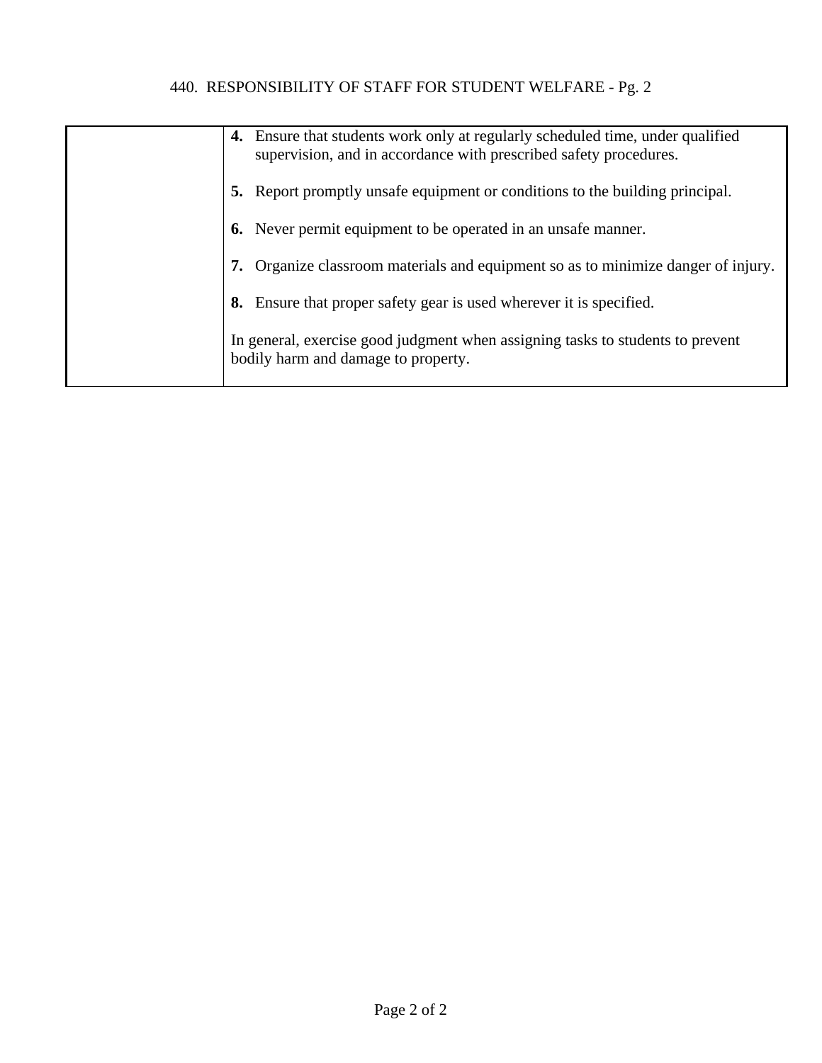**4.** Ensure that students work only at regularly scheduled time, under qualified supervision, and in accordance with prescribed safety procedures.

**5.** Report promptly unsafe equipment or conditions to the building principal.

**6.** Never permit equipment to be operated in an unsafe manner.

**7.** Organize classroom materials and equipment so as to minimize danger of injury.

**8.** Ensure that proper safety gear is used wherever it is specified.

In general, exercise good judgment when assigning tasks to students to prevent bodily harm and damage to property.